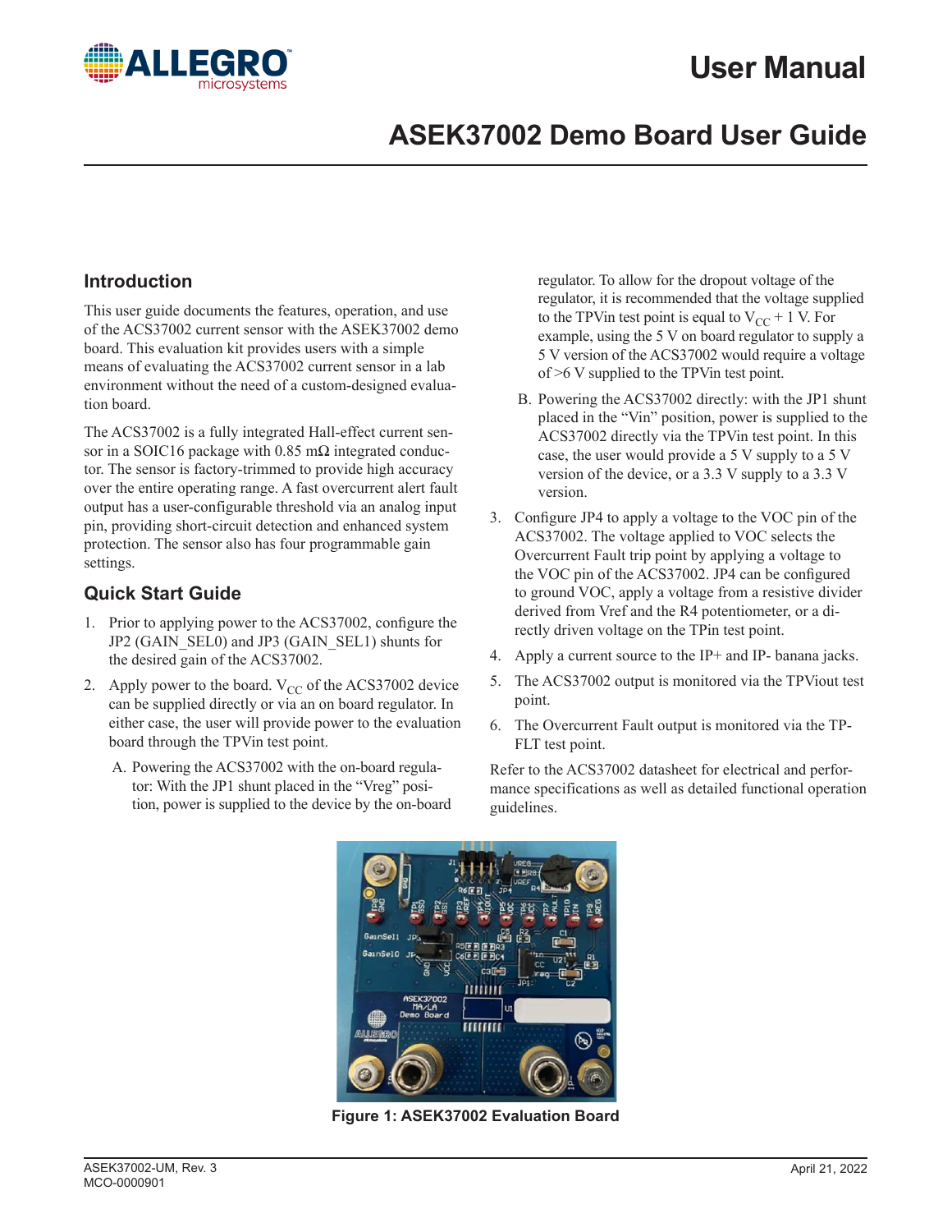# User Manual

## ASEK37002 Demo Board User Guide

### Introduction

This user guide documents the features, operation, and use of the ACS37002 current sensor with the ASEK37002 demo board. This evaluation kit provides users with a simple means of evaluating the ACS37002 current sensor in a lab environment without the need of a custom-designed evaluation board.

The ACS37002 is a fully integrated Hall-effect current sensor in a SOIC16 package with 0.85 mΩ integrated conductor. The sensor is factory-trimmed to provide high accuracy over the entire operating range. A fast overcurrent alert fault output has a user-configurable threshold via an analog input pin, providing short-circuit detection and enhanced system protection. The sensor also has four programmable gain settings.

### Quick Start Guide

1. Prior to applying power to the ACS37002, configure the JP2 (GAIN_SEL0) and JP3 (GAIN_SEL1) shunts for the desired gain of the ACS37002.
2. Apply power to the board. $V_{CC}$ of the ACS37002 device can be supplied directly or via an on board regulator. In either case, the user will provide power to the evaluation board through the TPVin test point.
   A. Powering the ACS37002 with the on-board regulator: With the JP1 shunt placed in the "Vreg" position, power is supplied to the device by the on-board regulator. To allow for the dropout voltage of the regulator, it is recommended that the voltage supplied to the TPVin test point is equal to $V_{CC}$ + 1 V. For example, using the 5 V on board regulator to supply a 5 V version of the ACS37002 would require a voltage of >6 V supplied to the TPVin test point.
   B. Powering the ACS37002 directly: with the JP1 shunt placed in the "Vin" position, power is supplied to the ACS37002 directly via the TPVin test point. In this case, the user would provide a 5 V supply to a 5 V version of the device, or a 3.3 V supply to a 3.3 V version.
3. Configure JP4 to apply a voltage to the VOC pin of the ACS37002. The voltage applied to VOC selects the Overcurrent Fault trip point by applying a voltage to the VOC pin of the ACS37002. JP4 can be configured to ground VOC, apply a voltage from a resistive divider derived from Vref and the R4 potentiometer, or a directly driven voltage on the TPin test point.
4. Apply a current source to the IP+ and IP- banana jacks.
5. The ACS37002 output is monitored via the TPViout test point.
6. The Overcurrent Fault output is monitored via the TP-FLT test point.

Refer to the ACS37002 datasheet for electrical and performance specifications as well as detailed functional operation guidelines.

**Figure 1: ASEK37002 Evaluation Board**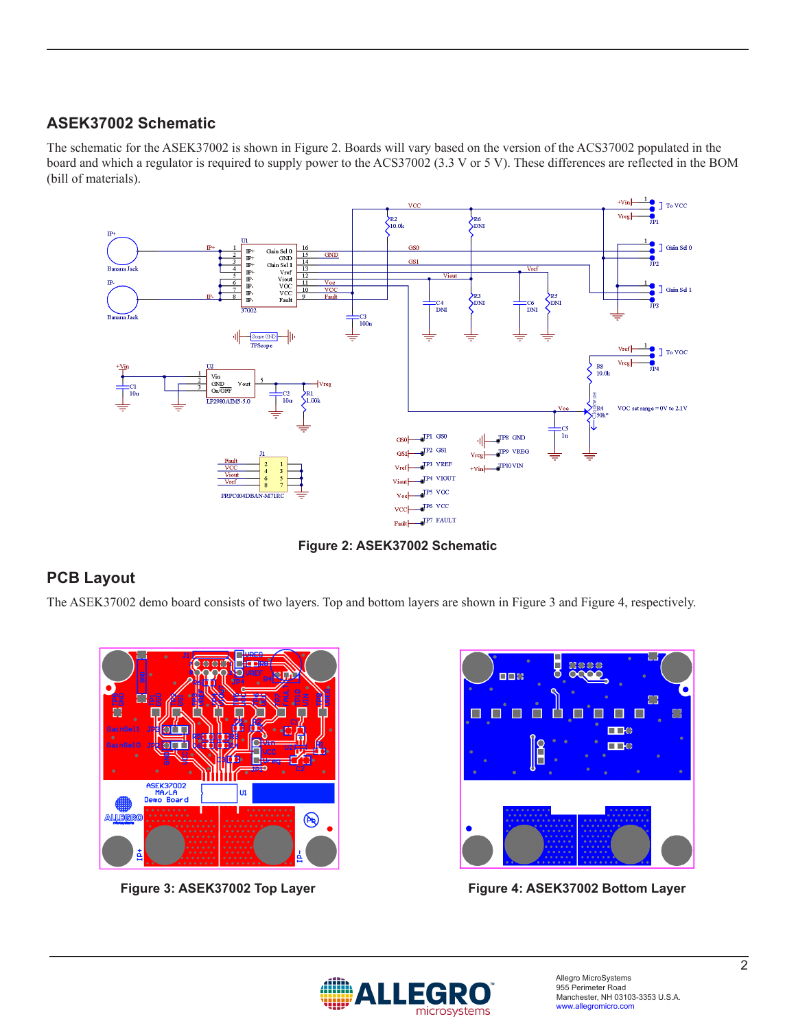## ASEK37002 Schematic

The schematic for the ASEK37002 is shown in Figure 2. Boards will vary based on the version of the ACS37002 populated in the board and which a regulator is required to supply power to the ACS37002 (3.3 V or 5 V). These differences are reflected in the BOM (bill of materials).

Figure 2: ASEK37002 Schematic

## PCB Layout

The ASEK37002 demo board consists of two layers. Top and bottom layers are shown in Figure 3 and Figure 4, respectively.

Figure 3: ASEK37002 Top Layer

Figure 4: ASEK37002 Bottom Layer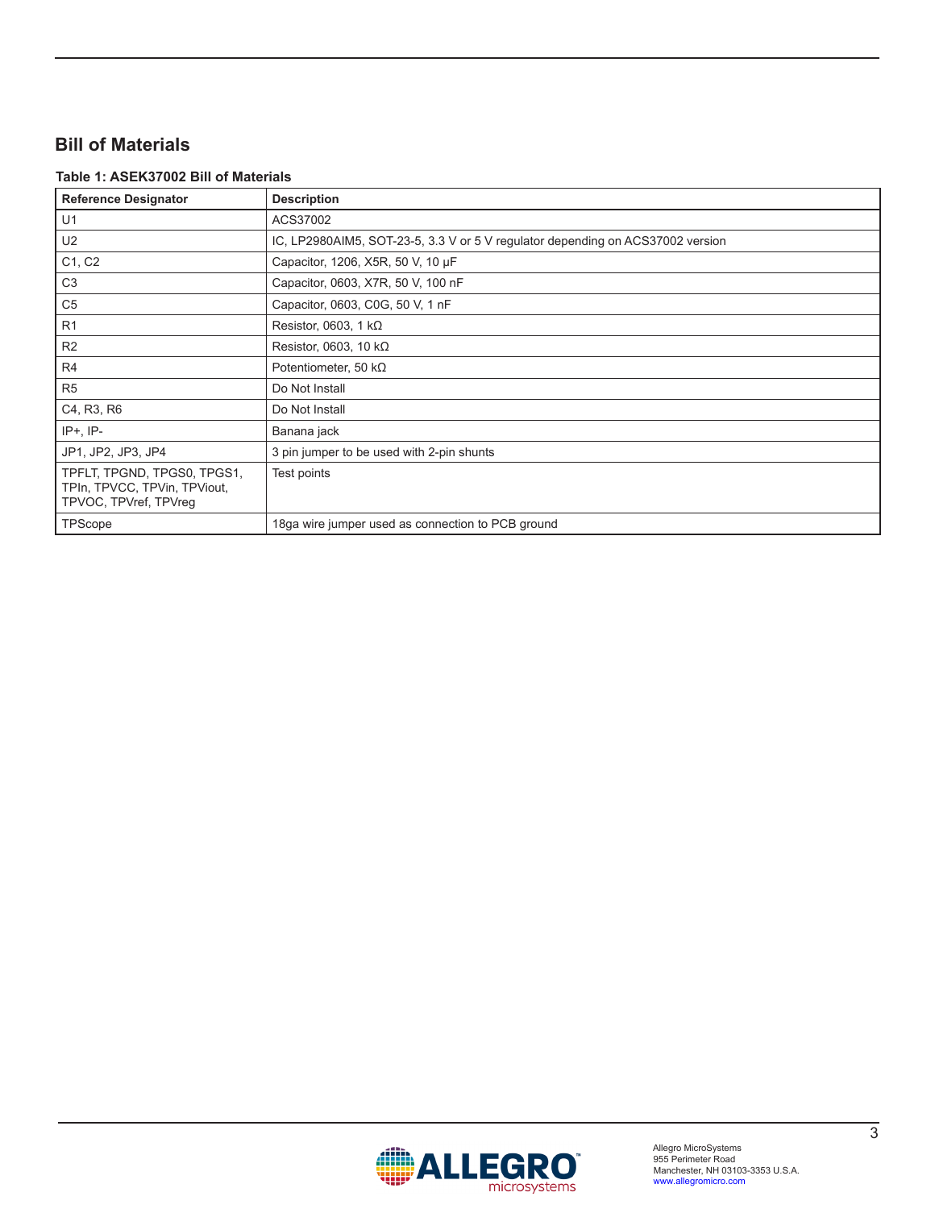## Bill of Materials

**Table 1: ASEK37002 Bill of Materials**

| Reference Designator | Description |
|---|---|
| U1 | ACS37002 |
| U2 | IC, LP2980AIM5, SOT-23-5, 3.3 V or 5 V regulator depending on ACS37002 version |
| C1, C2 | Capacitor, 1206, X5R, 50 V, 10 µF |
| C3 | Capacitor, 0603, X7R, 50 V, 100 nF |
| C5 | Capacitor, 0603, C0G, 50 V, 1 nF |
| R1 | Resistor, 0603, 1 kΩ |
| R2 | Resistor, 0603, 10 kΩ |
| R4 | Potentiometer, 50 kΩ |
| R5 | Do Not Install |
| C4, R3, R6 | Do Not Install |
| IP+, IP- | Banana jack |
| JP1, JP2, JP3, JP4 | 3 pin jumper to be used with 2-pin shunts |
| TPFLT, TPGND, TPGS0, TPGS1, TPIn, TPVCC, TPVin, TPViout, TPVOC, TPVref, TPVreg | Test points |
| TPScope | 18ga wire jumper used as connection to PCB ground |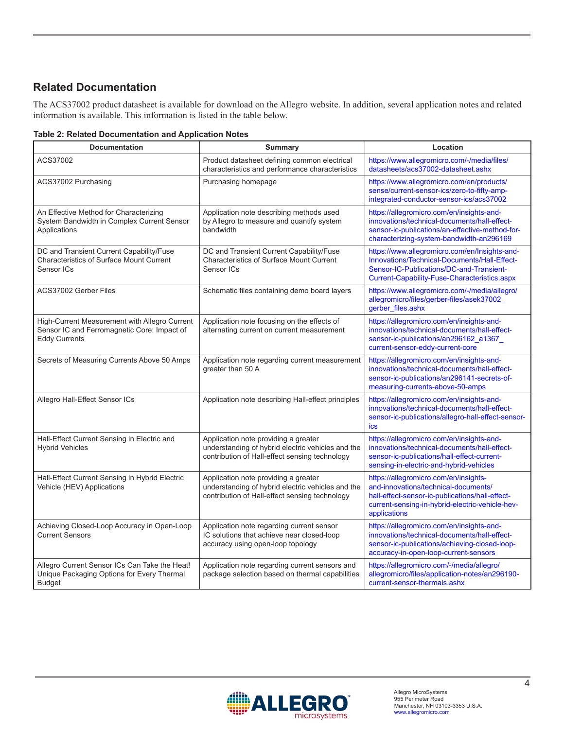## Related Documentation

The ACS37002 product datasheet is available for download on the Allegro website. In addition, several application notes and related information is available. This information is listed in the table below.

**Table 2: Related Documentation and Application Notes**

| Documentation | Summary | Location |
|---|---|---|
| ACS37002 | Product datasheet defining common electrical characteristics and performance characteristics | https://www.allegromicro.com/-/media/files/datasheets/acs37002-datasheet.ashx |
| ACS37002 Purchasing | Purchasing homepage | https://www.allegromicro.com/en/products/sense/current-sensor-ics/zero-to-fifty-amp-integrated-conductor-sensor-ics/acs37002 |
| An Effective Method for Characterizing System Bandwidth in Complex Current Sensor Applications | Application note describing methods used by Allegro to measure and quantify system bandwidth | https://allegromicro.com/en/insights-and-innovations/technical-documents/hall-effect-sensor-ic-publications/an-effective-method-for-characterizing-system-bandwidth-an296169 |
| DC and Transient Current Capability/Fuse Characteristics of Surface Mount Current Sensor ICs | DC and Transient Current Capability/Fuse Characteristics of Surface Mount Current Sensor ICs | https://www.allegromicro.com/en/Insights-and-Innovations/Technical-Documents/Hall-Effect-Sensor-IC-Publications/DC-and-Transient-Current-Capability-Fuse-Characteristics.aspx |
| ACS37002 Gerber Files | Schematic files containing demo board layers | https://www.allegromicro.com/-/media/allegro/allegromicro/files/gerber-files/asek37002_gerber_files.ashx |
| High-Current Measurement with Allegro Current Sensor IC and Ferromagnetic Core: Impact of Eddy Currents | Application note focusing on the effects of alternating current on current measurement | https://allegromicro.com/en/insights-and-innovations/technical-documents/hall-effect-sensor-ic-publications/an296162_a1367_current-sensor-eddy-current-core |
| Secrets of Measuring Currents Above 50 Amps | Application note regarding current measurement greater than 50 A | https://allegromicro.com/en/insights-and-innovations/technical-documents/hall-effect-sensor-ic-publications/an296141-secrets-of-measuring-currents-above-50-amps |
| Allegro Hall-Effect Sensor ICs | Application note describing Hall-effect principles | https://allegromicro.com/en/insights-and-innovations/technical-documents/hall-effect-sensor-ic-publications/allegro-hall-effect-sensor-ics |
| Hall-Effect Current Sensing in Electric and Hybrid Vehicles | Application note providing a greater understanding of hybrid electric vehicles and the contribution of Hall-effect sensing technology | https://allegromicro.com/en/insights-and-innovations/technical-documents/hall-effect-sensor-ic-publications/hall-effect-current-sensing-in-electric-and-hybrid-vehicles |
| Hall-Effect Current Sensing in Hybrid Electric Vehicle (HEV) Applications | Application note providing a greater understanding of hybrid electric vehicles and the contribution of Hall-effect sensing technology | https://allegromicro.com/en/insights-and-innovations/technical-documents/hall-effect-sensor-ic-publications/hall-effect-current-sensing-in-hybrid-electric-vehicle-hev-applications |
| Achieving Closed-Loop Accuracy in Open-Loop Current Sensors | Application note regarding current sensor IC solutions that achieve near closed-loop accuracy using open-loop topology | https://allegromicro.com/en/insights-and-innovations/technical-documents/hall-effect-sensor-ic-publications/achieving-closed-loop-accuracy-in-open-loop-current-sensors |
| Allegro Current Sensor ICs Can Take the Heat! Unique Packaging Options for Every Thermal Budget | Application note regarding current sensors and package selection based on thermal capabilities | https://allegromicro.com/-/media/allegro/allegromicro/files/application-notes/an296190-current-sensor-thermals.ashx |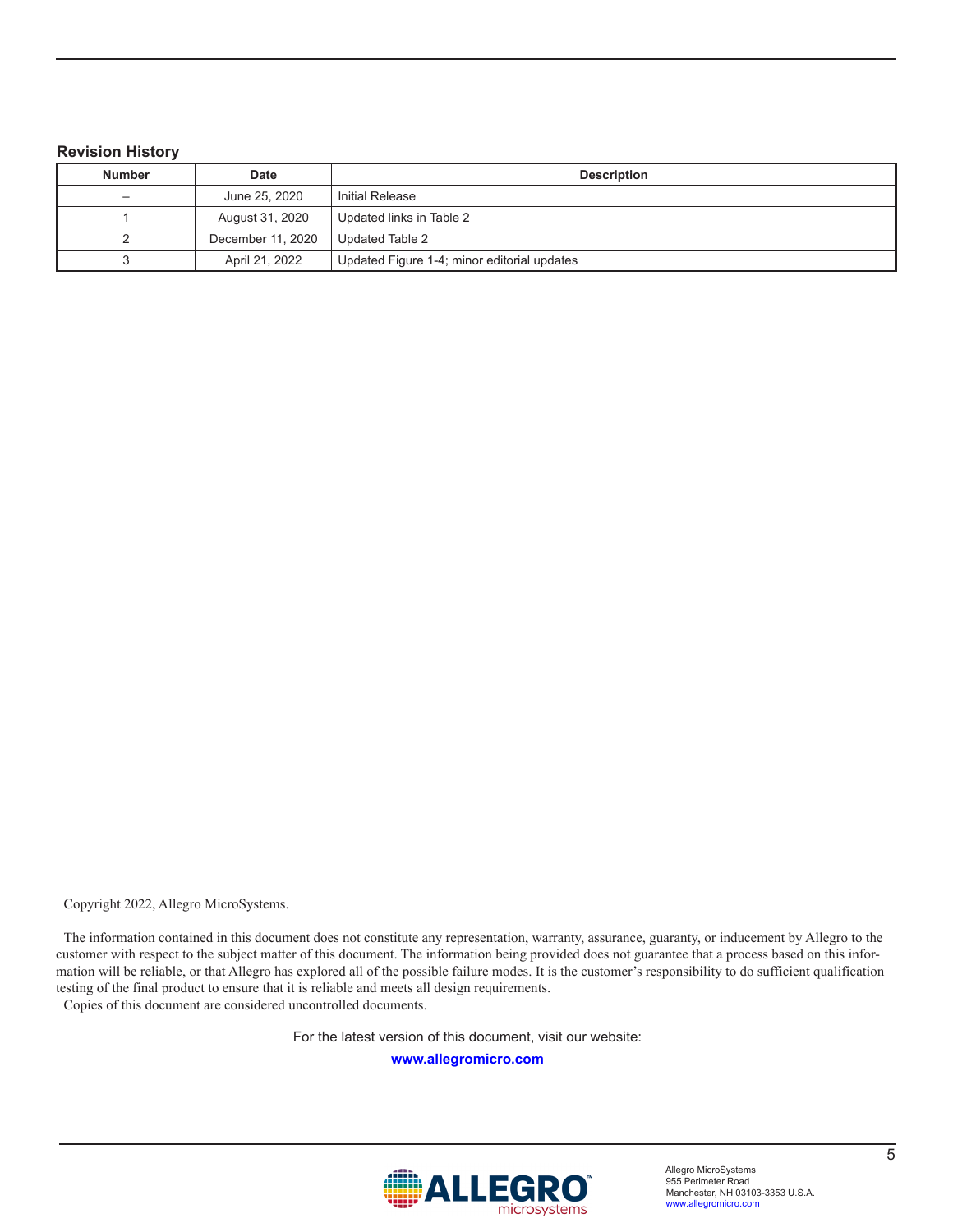### Revision History

| Number | Date | Description |
|---|---|---|
| – | June 25, 2020 | Initial Release |
| 1 | August 31, 2020 | Updated links in Table 2 |
| 2 | December 11, 2020 | Updated Table 2 |
| 3 | April 21, 2022 | Updated Figure 1-4; minor editorial updates |

Copyright 2022, Allegro MicroSystems.

The information contained in this document does not constitute any representation, warranty, assurance, guaranty, or inducement by Allegro to the customer with respect to the subject matter of this document. The information being provided does not guarantee that a process based on this information will be reliable, or that Allegro has explored all of the possible failure modes. It is the customer's responsibility to do sufficient qualification testing of the final product to ensure that it is reliable and meets all design requirements.

Copies of this document are considered uncontrolled documents.

For the latest version of this document, visit our website:

**www.allegromicro.com**

Allegro MicroSystems
955 Perimeter Road
Manchester, NH 03103-3353 U.S.A.
www.allegromicro.com